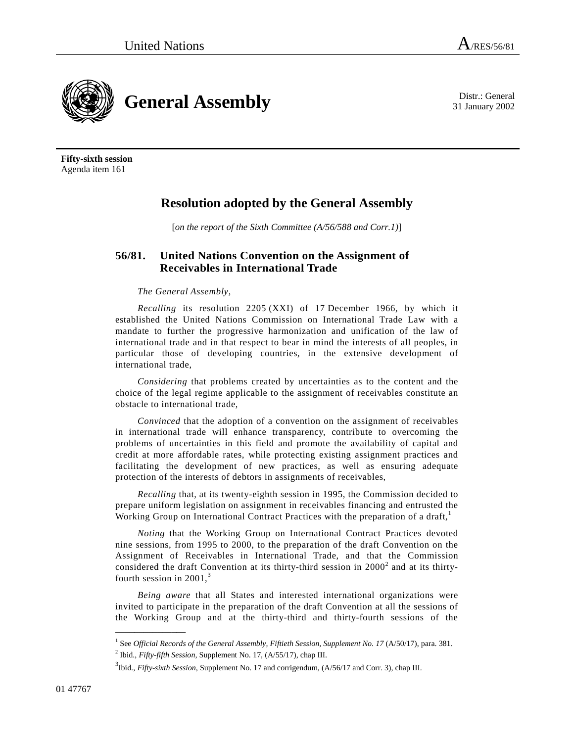United Nations A/RES/56/81

# General Assembly

Distr.: General
31 January 2002

**Fifty-sixth session**
Agenda item 161

## Resolution adopted by the General Assembly

[*on the report of the Sixth Committee (A/56/588 and Corr.1)*]

### 56/81. United Nations Convention on the Assignment of Receivables in International Trade

*The General Assembly*,

*Recalling* its resolution 2205 (XXI) of 17 December 1966, by which it established the United Nations Commission on International Trade Law with a mandate to further the progressive harmonization and unification of the law of international trade and in that respect to bear in mind the interests of all peoples, in particular those of developing countries, in the extensive development of international trade,

*Considering* that problems created by uncertainties as to the content and the choice of the legal regime applicable to the assignment of receivables constitute an obstacle to international trade,

*Convinced* that the adoption of a convention on the assignment of receivables in international trade will enhance transparency, contribute to overcoming the problems of uncertainties in this field and promote the availability of capital and credit at more affordable rates, while protecting existing assignment practices and facilitating the development of new practices, as well as ensuring adequate protection of the interests of debtors in assignments of receivables,

*Recalling* that, at its twenty-eighth session in 1995, the Commission decided to prepare uniform legislation on assignment in receivables financing and entrusted the Working Group on International Contract Practices with the preparation of a draft,[1]

*Noting* that the Working Group on International Contract Practices devoted nine sessions, from 1995 to 2000, to the preparation of the draft Convention on the Assignment of Receivables in International Trade, and that the Commission considered the draft Convention at its thirty-third session in 2000[2] and at its thirty-fourth session in 2001,[3]

*Being aware* that all States and interested international organizations were invited to participate in the preparation of the draft Convention at all the sessions of the Working Group and at the thirty-third and thirty-fourth sessions of the

---

[1] See *Official Records of the General Assembly, Fiftieth Session, Supplement No. 17* (A/50/17), para. 381.

[2] Ibid., *Fifty-fifth Session,* Supplement No. 17, (A/55/17), chap III.

[3] Ibid., *Fifty-sixth Session,* Supplement No. 17 and corrigendum, (A/56/17 and Corr. 3), chap III.

01 47767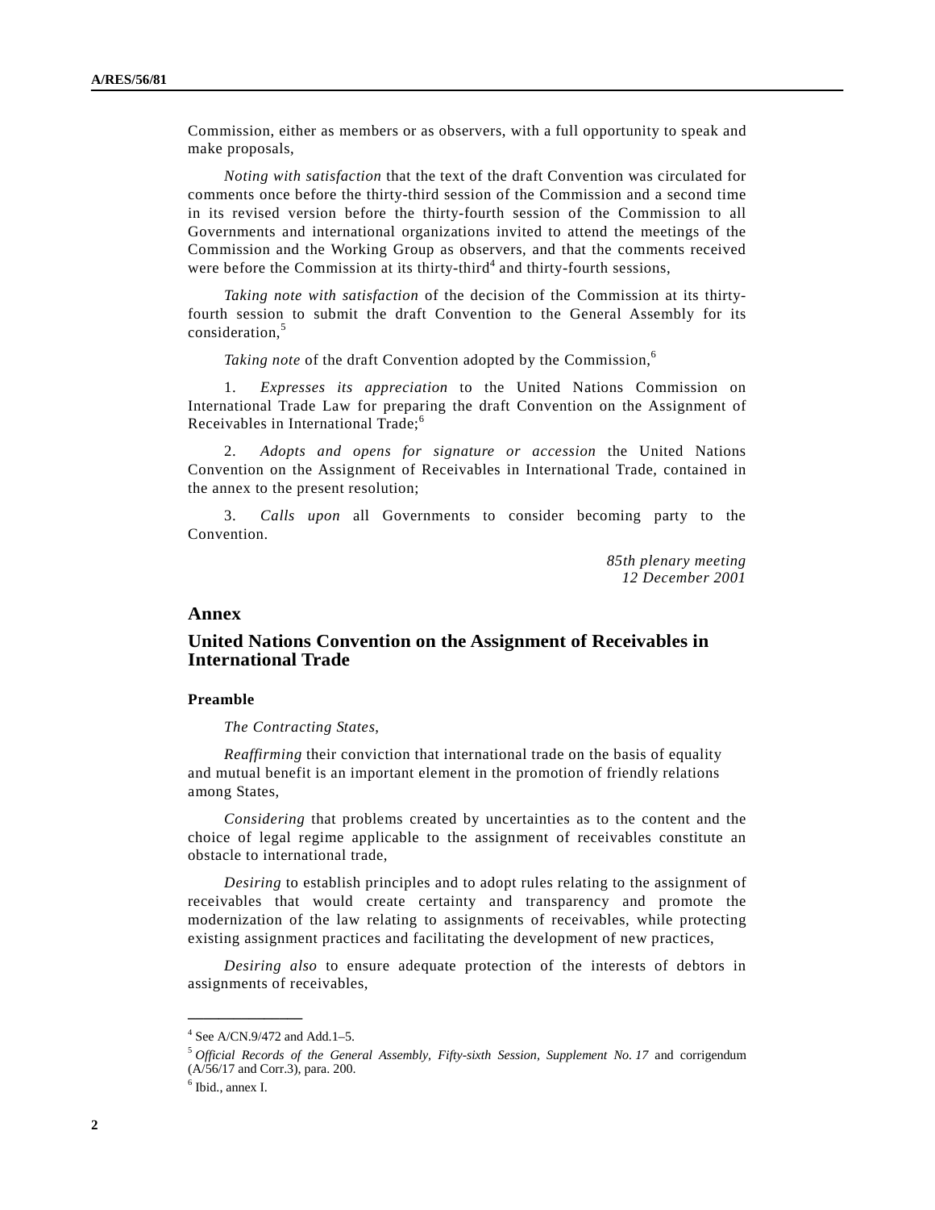Commission, either as members or as observers, with a full opportunity to speak and make proposals,

*Noting with satisfaction* that the text of the draft Convention was circulated for comments once before the thirty-third session of the Commission and a second time in its revised version before the thirty-fourth session of the Commission to all Governments and international organizations invited to attend the meetings of the Commission and the Working Group as observers, and that the comments received were before the Commission at its thirty-third[4] and thirty-fourth sessions,

*Taking note with satisfaction* of the decision of the Commission at its thirty-fourth session to submit the draft Convention to the General Assembly for its consideration,[5]

*Taking note* of the draft Convention adopted by the Commission,[6]

1. *Expresses its appreciation* to the United Nations Commission on International Trade Law for preparing the draft Convention on the Assignment of Receivables in International Trade;[6]

2. *Adopts and opens for signature or accession* the United Nations Convention on the Assignment of Receivables in International Trade, contained in the annex to the present resolution;

3. *Calls upon* all Governments to consider becoming party to the Convention.

*85th plenary meeting*
*12 December 2001*

## Annex

## United Nations Convention on the Assignment of Receivables in International Trade

### Preamble

*The Contracting States*,

*Reaffirming* their conviction that international trade on the basis of equality and mutual benefit is an important element in the promotion of friendly relations among States,

*Considering* that problems created by uncertainties as to the content and the choice of legal regime applicable to the assignment of receivables constitute an obstacle to international trade,

*Desiring* to establish principles and to adopt rules relating to the assignment of receivables that would create certainty and transparency and promote the modernization of the law relating to assignments of receivables, while protecting existing assignment practices and facilitating the development of new practices,

*Desiring also* to ensure adequate protection of the interests of debtors in assignments of receivables,

---

[4] See A/CN.9/472 and Add.1–5.

[5] *Official Records of the General Assembly, Fifty-sixth Session, Supplement No. 17* and corrigendum (A/56/17 and Corr.3), para. 200.

[6] Ibid., annex I.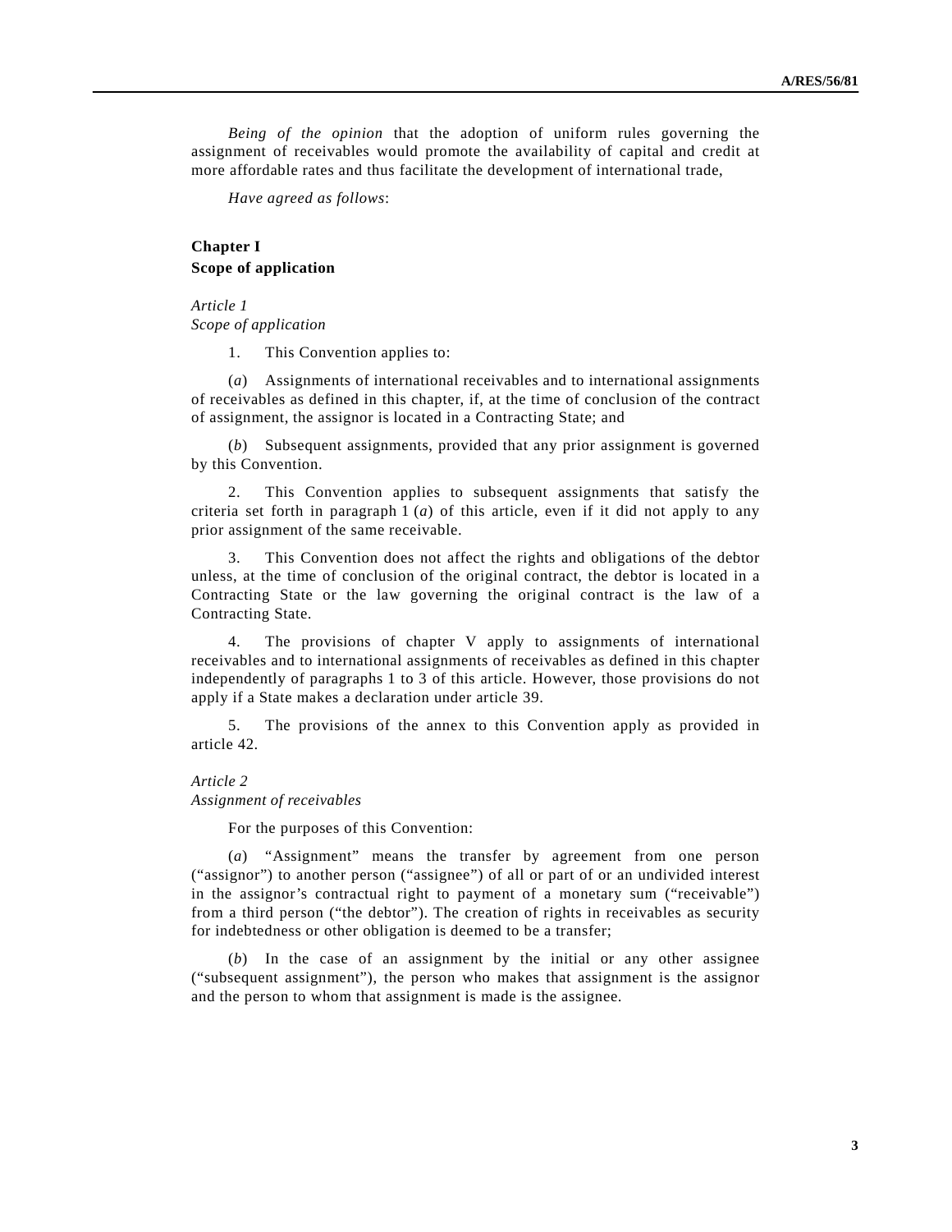*Being of the opinion* that the adoption of uniform rules governing the assignment of receivables would promote the availability of capital and credit at more affordable rates and thus facilitate the development of international trade,

*Have agreed as follows*:

## Chapter I
## Scope of application

*Article 1*
*Scope of application*

1. This Convention applies to:

(*a*) Assignments of international receivables and to international assignments of receivables as defined in this chapter, if, at the time of conclusion of the contract of assignment, the assignor is located in a Contracting State; and

(*b*) Subsequent assignments, provided that any prior assignment is governed by this Convention.

2. This Convention applies to subsequent assignments that satisfy the criteria set forth in paragraph 1 (*a*) of this article, even if it did not apply to any prior assignment of the same receivable.

3. This Convention does not affect the rights and obligations of the debtor unless, at the time of conclusion of the original contract, the debtor is located in a Contracting State or the law governing the original contract is the law of a Contracting State.

4. The provisions of chapter V apply to assignments of international receivables and to international assignments of receivables as defined in this chapter independently of paragraphs 1 to 3 of this article. However, those provisions do not apply if a State makes a declaration under article 39.

5. The provisions of the annex to this Convention apply as provided in article 42.

*Article 2*
*Assignment of receivables*

For the purposes of this Convention:

(*a*) "Assignment" means the transfer by agreement from one person ("assignor") to another person ("assignee") of all or part of or an undivided interest in the assignor's contractual right to payment of a monetary sum ("receivable") from a third person ("the debtor"). The creation of rights in receivables as security for indebtedness or other obligation is deemed to be a transfer;

(*b*) In the case of an assignment by the initial or any other assignee ("subsequent assignment"), the person who makes that assignment is the assignor and the person to whom that assignment is made is the assignee.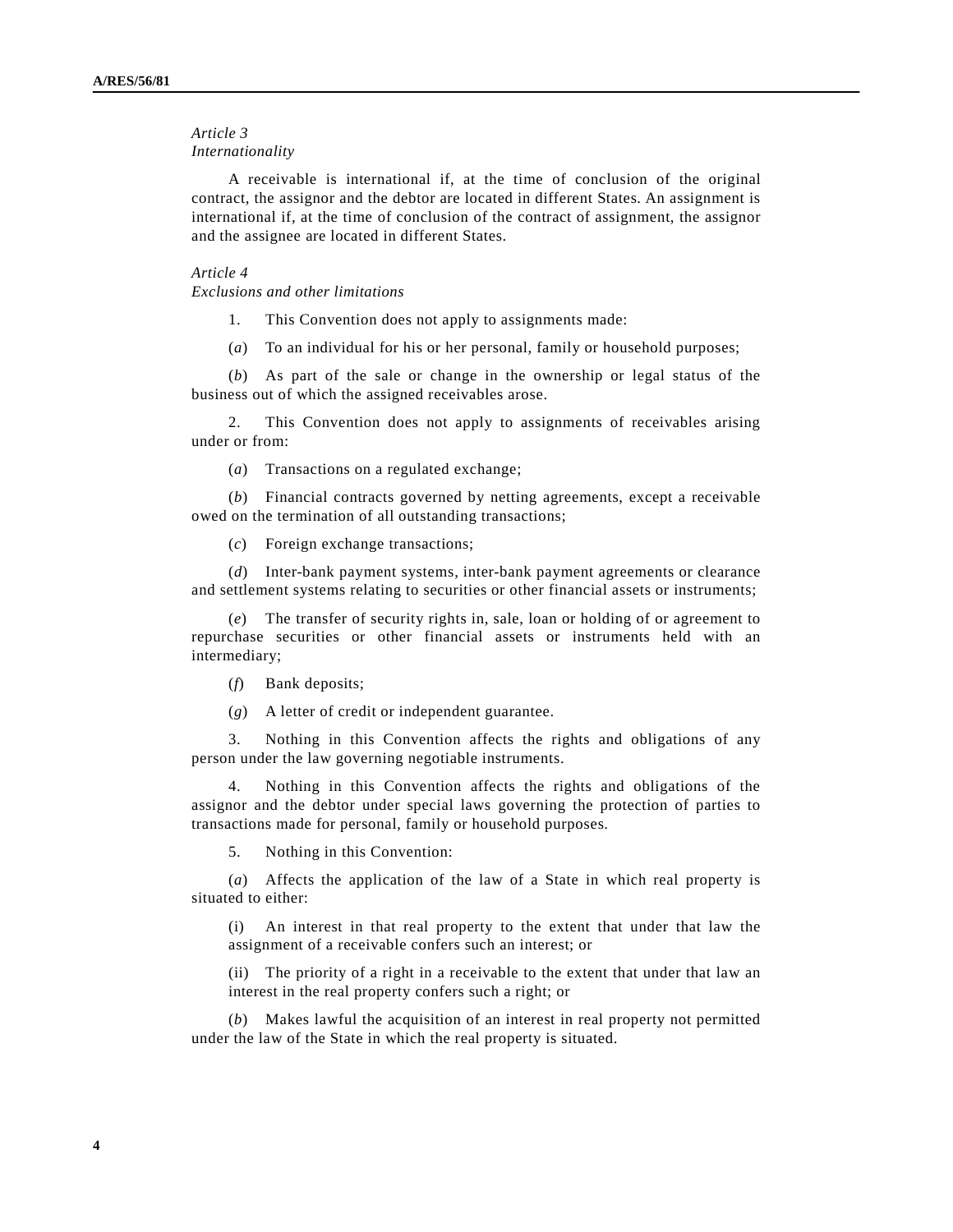*Article 3*
*Internationality*

A receivable is international if, at the time of conclusion of the original contract, the assignor and the debtor are located in different States. An assignment is international if, at the time of conclusion of the contract of assignment, the assignor and the assignee are located in different States.

*Article 4*
*Exclusions and other limitations*

1. This Convention does not apply to assignments made:

(*a*) To an individual for his or her personal, family or household purposes;

(*b*) As part of the sale or change in the ownership or legal status of the business out of which the assigned receivables arose.

2. This Convention does not apply to assignments of receivables arising under or from:

(*a*) Transactions on a regulated exchange;

(*b*) Financial contracts governed by netting agreements, except a receivable owed on the termination of all outstanding transactions;

(*c*) Foreign exchange transactions;

(*d*) Inter-bank payment systems, inter-bank payment agreements or clearance and settlement systems relating to securities or other financial assets or instruments;

(*e*) The transfer of security rights in, sale, loan or holding of or agreement to repurchase securities or other financial assets or instruments held with an intermediary;

(*f*) Bank deposits;

(*g*) A letter of credit or independent guarantee.

3. Nothing in this Convention affects the rights and obligations of any person under the law governing negotiable instruments.

4. Nothing in this Convention affects the rights and obligations of the assignor and the debtor under special laws governing the protection of parties to transactions made for personal, family or household purposes.

5. Nothing in this Convention:

(*a*) Affects the application of the law of a State in which real property is situated to either:

(i) An interest in that real property to the extent that under that law the assignment of a receivable confers such an interest; or

(ii) The priority of a right in a receivable to the extent that under that law an interest in the real property confers such a right; or

(*b*) Makes lawful the acquisition of an interest in real property not permitted under the law of the State in which the real property is situated.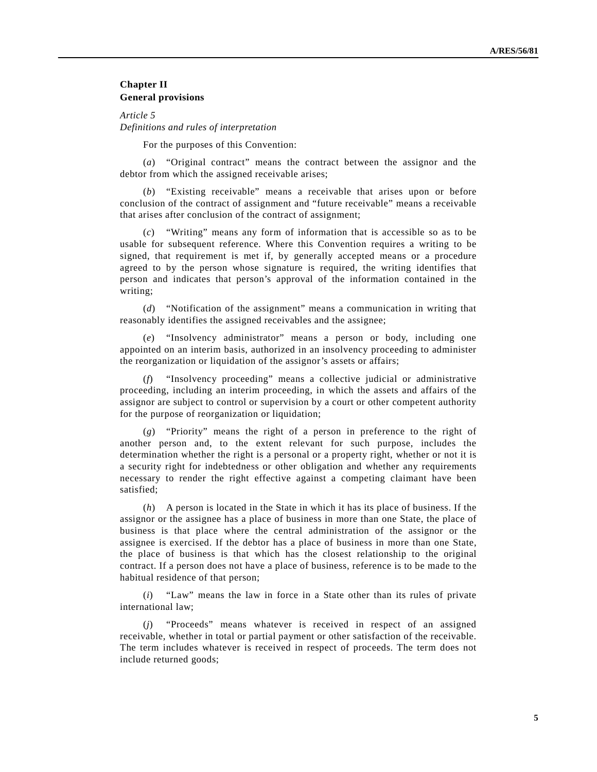## Chapter II
## General provisions

*Article 5*
*Definitions and rules of interpretation*

For the purposes of this Convention:

(*a*) "Original contract" means the contract between the assignor and the debtor from which the assigned receivable arises;

(*b*) "Existing receivable" means a receivable that arises upon or before conclusion of the contract of assignment and "future receivable" means a receivable that arises after conclusion of the contract of assignment;

(*c*) "Writing" means any form of information that is accessible so as to be usable for subsequent reference. Where this Convention requires a writing to be signed, that requirement is met if, by generally accepted means or a procedure agreed to by the person whose signature is required, the writing identifies that person and indicates that person's approval of the information contained in the writing;

(*d*) "Notification of the assignment" means a communication in writing that reasonably identifies the assigned receivables and the assignee;

(*e*) "Insolvency administrator" means a person or body, including one appointed on an interim basis, authorized in an insolvency proceeding to administer the reorganization or liquidation of the assignor's assets or affairs;

(*f*) "Insolvency proceeding" means a collective judicial or administrative proceeding, including an interim proceeding, in which the assets and affairs of the assignor are subject to control or supervision by a court or other competent authority for the purpose of reorganization or liquidation;

(*g*) "Priority" means the right of a person in preference to the right of another person and, to the extent relevant for such purpose, includes the determination whether the right is a personal or a property right, whether or not it is a security right for indebtedness or other obligation and whether any requirements necessary to render the right effective against a competing claimant have been satisfied;

(*h*) A person is located in the State in which it has its place of business. If the assignor or the assignee has a place of business in more than one State, the place of business is that place where the central administration of the assignor or the assignee is exercised. If the debtor has a place of business in more than one State, the place of business is that which has the closest relationship to the original contract. If a person does not have a place of business, reference is to be made to the habitual residence of that person;

(*i*) "Law" means the law in force in a State other than its rules of private international law;

(*j*) "Proceeds" means whatever is received in respect of an assigned receivable, whether in total or partial payment or other satisfaction of the receivable. The term includes whatever is received in respect of proceeds. The term does not include returned goods;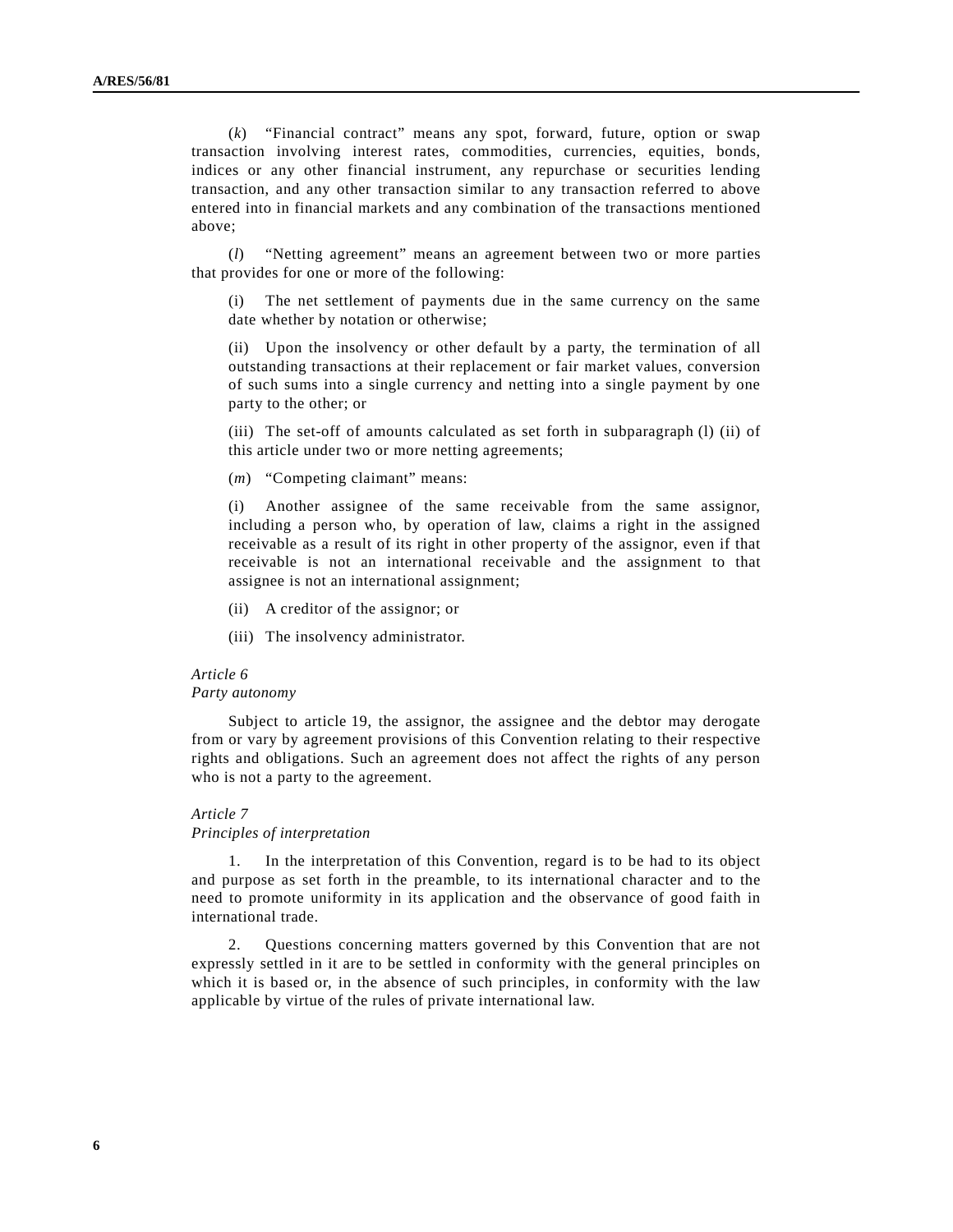(*k*) "Financial contract" means any spot, forward, future, option or swap transaction involving interest rates, commodities, currencies, equities, bonds, indices or any other financial instrument, any repurchase or securities lending transaction, and any other transaction similar to any transaction referred to above entered into in financial markets and any combination of the transactions mentioned above;

(*l*) "Netting agreement" means an agreement between two or more parties that provides for one or more of the following:

(i) The net settlement of payments due in the same currency on the same date whether by notation or otherwise;

(ii) Upon the insolvency or other default by a party, the termination of all outstanding transactions at their replacement or fair market values, conversion of such sums into a single currency and netting into a single payment by one party to the other; or

(iii) The set-off of amounts calculated as set forth in subparagraph (l) (ii) of this article under two or more netting agreements;

(*m*) "Competing claimant" means:

(i) Another assignee of the same receivable from the same assignor, including a person who, by operation of law, claims a right in the assigned receivable as a result of its right in other property of the assignor, even if that receivable is not an international receivable and the assignment to that assignee is not an international assignment;

(ii) A creditor of the assignor; or

(iii) The insolvency administrator.

*Article 6*
*Party autonomy*

Subject to article 19, the assignor, the assignee and the debtor may derogate from or vary by agreement provisions of this Convention relating to their respective rights and obligations. Such an agreement does not affect the rights of any person who is not a party to the agreement.

*Article 7*
*Principles of interpretation*

1. In the interpretation of this Convention, regard is to be had to its object and purpose as set forth in the preamble, to its international character and to the need to promote uniformity in its application and the observance of good faith in international trade.

2. Questions concerning matters governed by this Convention that are not expressly settled in it are to be settled in conformity with the general principles on which it is based or, in the absence of such principles, in conformity with the law applicable by virtue of the rules of private international law.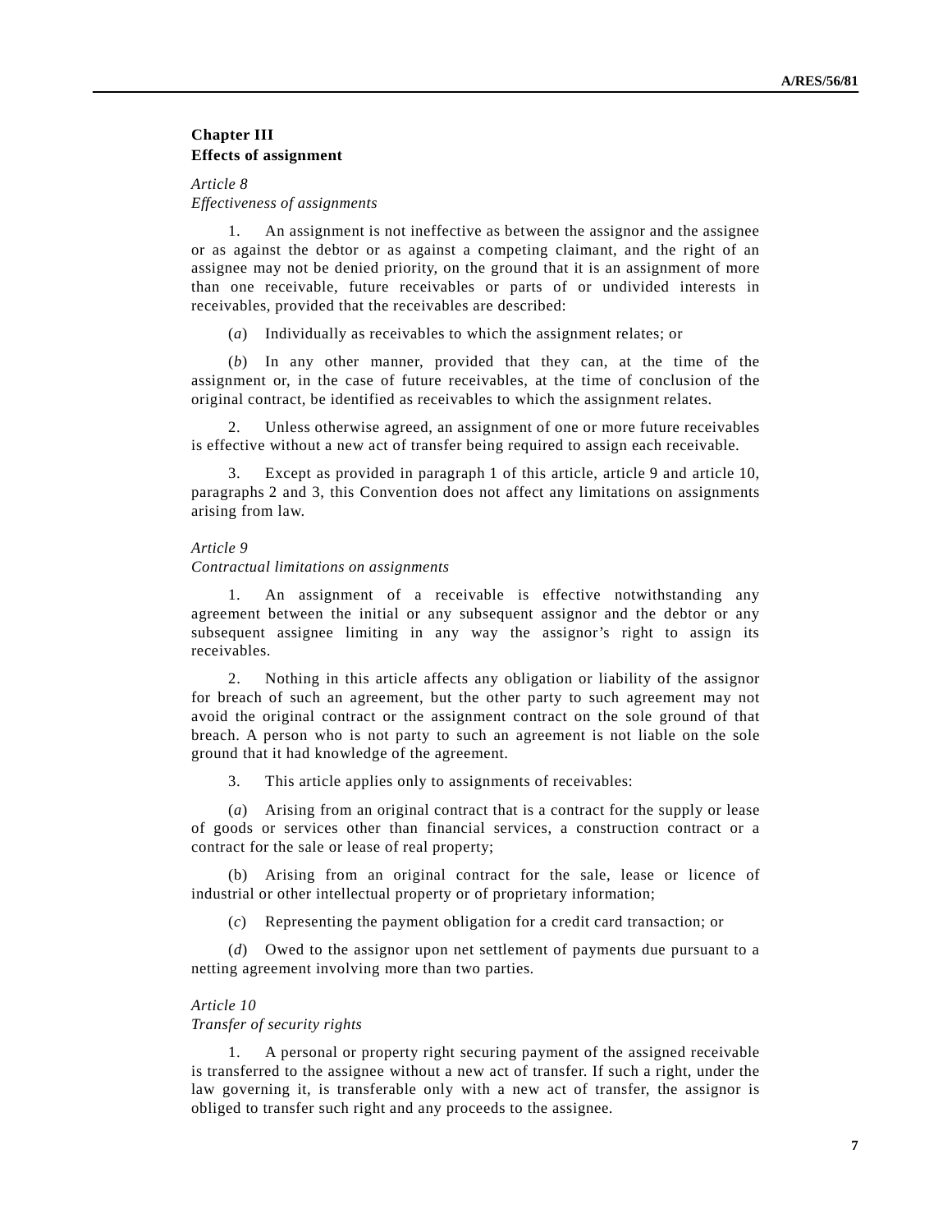## Chapter III
## Effects of assignment

### *Article 8*
### *Effectiveness of assignments*

1. An assignment is not ineffective as between the assignor and the assignee or as against the debtor or as against a competing claimant, and the right of an assignee may not be denied priority, on the ground that it is an assignment of more than one receivable, future receivables or parts of or undivided interests in receivables, provided that the receivables are described:

(*a*) Individually as receivables to which the assignment relates; or

(*b*) In any other manner, provided that they can, at the time of the assignment or, in the case of future receivables, at the time of conclusion of the original contract, be identified as receivables to which the assignment relates.

2. Unless otherwise agreed, an assignment of one or more future receivables is effective without a new act of transfer being required to assign each receivable.

3. Except as provided in paragraph 1 of this article, article 9 and article 10, paragraphs 2 and 3, this Convention does not affect any limitations on assignments arising from law.

### *Article 9*
### *Contractual limitations on assignments*

1. An assignment of a receivable is effective notwithstanding any agreement between the initial or any subsequent assignor and the debtor or any subsequent assignee limiting in any way the assignor's right to assign its receivables.

2. Nothing in this article affects any obligation or liability of the assignor for breach of such an agreement, but the other party to such agreement may not avoid the original contract or the assignment contract on the sole ground of that breach. A person who is not party to such an agreement is not liable on the sole ground that it had knowledge of the agreement.

3. This article applies only to assignments of receivables:

(*a*) Arising from an original contract that is a contract for the supply or lease of goods or services other than financial services, a construction contract or a contract for the sale or lease of real property;

(b) Arising from an original contract for the sale, lease or licence of industrial or other intellectual property or of proprietary information;

(*c*) Representing the payment obligation for a credit card transaction; or

(*d*) Owed to the assignor upon net settlement of payments due pursuant to a netting agreement involving more than two parties.

### *Article 10*
### *Transfer of security rights*

1. A personal or property right securing payment of the assigned receivable is transferred to the assignee without a new act of transfer. If such a right, under the law governing it, is transferable only with a new act of transfer, the assignor is obliged to transfer such right and any proceeds to the assignee.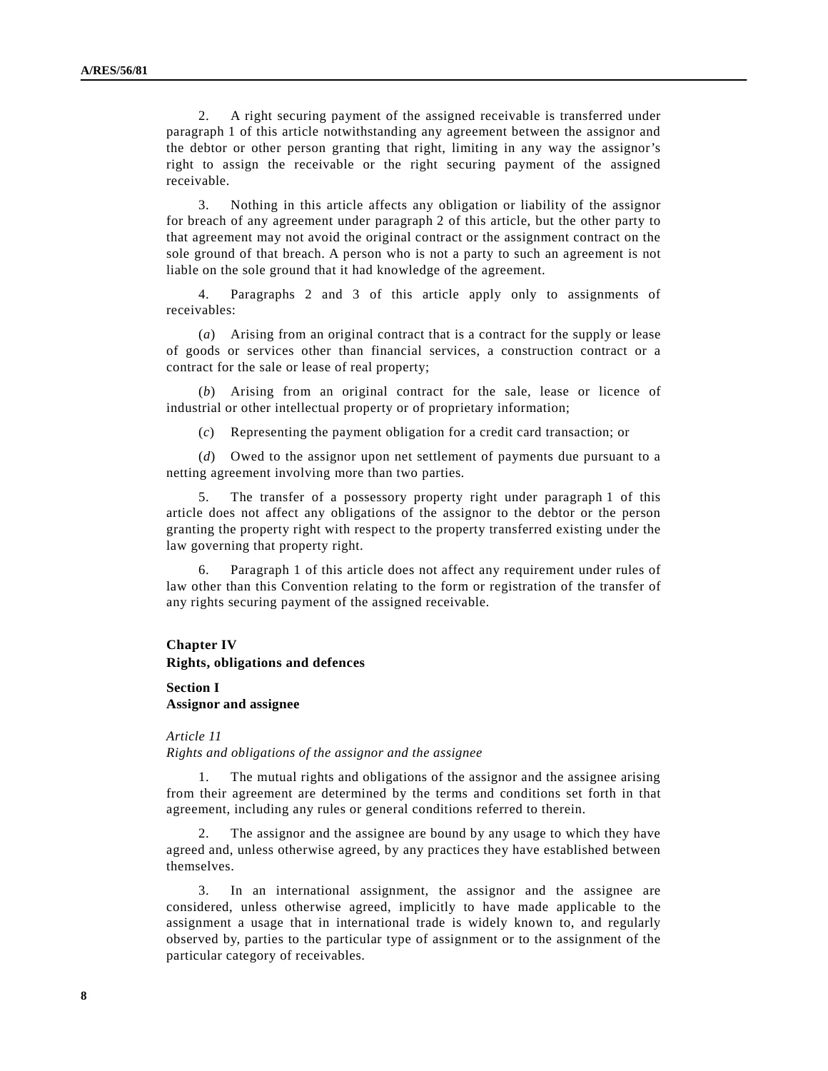2. A right securing payment of the assigned receivable is transferred under paragraph 1 of this article notwithstanding any agreement between the assignor and the debtor or other person granting that right, limiting in any way the assignor's right to assign the receivable or the right securing payment of the assigned receivable.

3. Nothing in this article affects any obligation or liability of the assignor for breach of any agreement under paragraph 2 of this article, but the other party to that agreement may not avoid the original contract or the assignment contract on the sole ground of that breach. A person who is not a party to such an agreement is not liable on the sole ground that it had knowledge of the agreement.

4. Paragraphs 2 and 3 of this article apply only to assignments of receivables:

(*a*) Arising from an original contract that is a contract for the supply or lease of goods or services other than financial services, a construction contract or a contract for the sale or lease of real property;

(*b*) Arising from an original contract for the sale, lease or licence of industrial or other intellectual property or of proprietary information;

(*c*) Representing the payment obligation for a credit card transaction; or

(*d*) Owed to the assignor upon net settlement of payments due pursuant to a netting agreement involving more than two parties.

5. The transfer of a possessory property right under paragraph 1 of this article does not affect any obligations of the assignor to the debtor or the person granting the property right with respect to the property transferred existing under the law governing that property right.

6. Paragraph 1 of this article does not affect any requirement under rules of law other than this Convention relating to the form or registration of the transfer of any rights securing payment of the assigned receivable.

## Chapter IV
## Rights, obligations and defences

### Section I
### Assignor and assignee

*Article 11*
*Rights and obligations of the assignor and the assignee*

1. The mutual rights and obligations of the assignor and the assignee arising from their agreement are determined by the terms and conditions set forth in that agreement, including any rules or general conditions referred to therein.

2. The assignor and the assignee are bound by any usage to which they have agreed and, unless otherwise agreed, by any practices they have established between themselves.

3. In an international assignment, the assignor and the assignee are considered, unless otherwise agreed, implicitly to have made applicable to the assignment a usage that in international trade is widely known to, and regularly observed by, parties to the particular type of assignment or to the assignment of the particular category of receivables.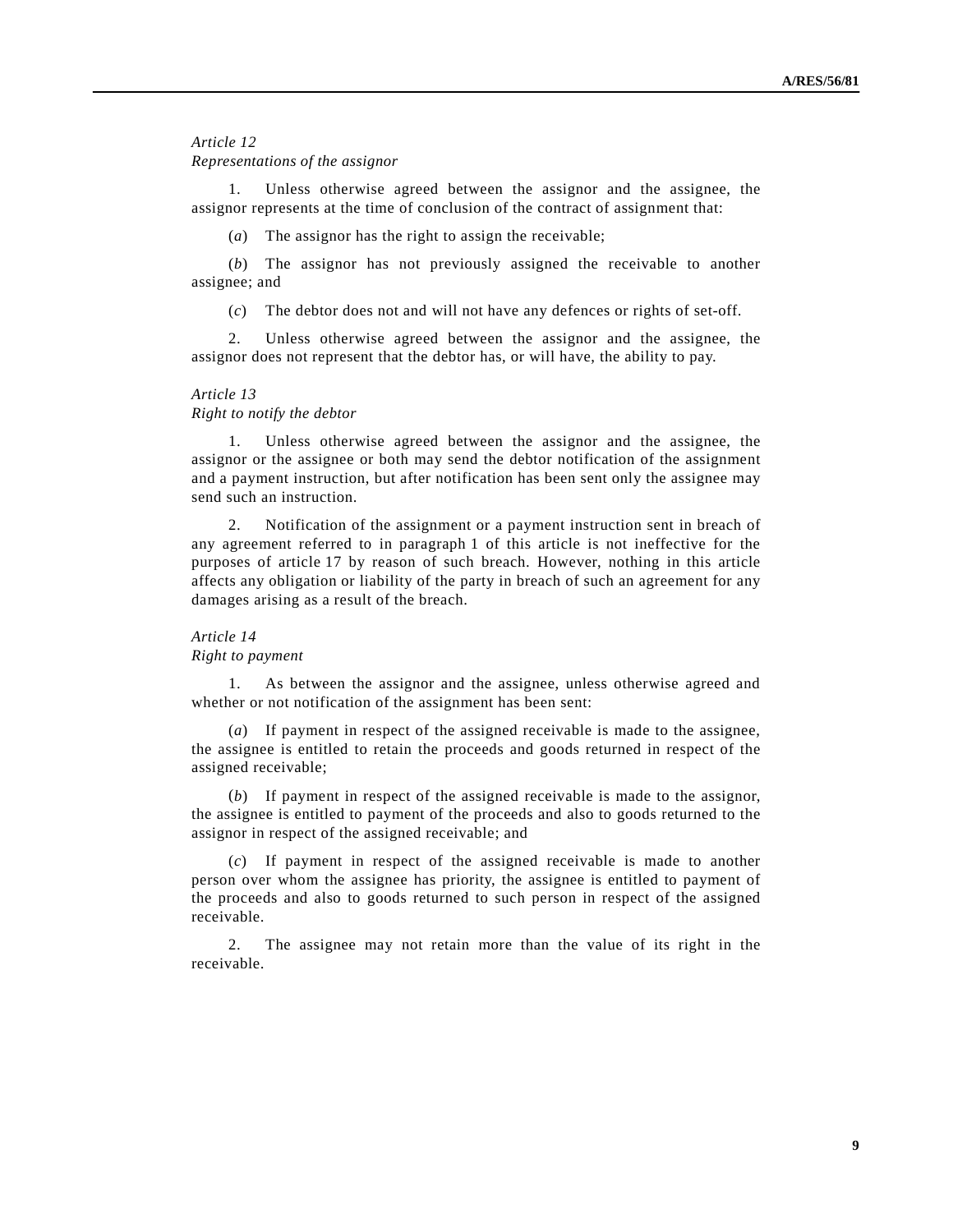*Article 12*
*Representations of the assignor*

1. Unless otherwise agreed between the assignor and the assignee, the assignor represents at the time of conclusion of the contract of assignment that:

(*a*) The assignor has the right to assign the receivable;

(*b*) The assignor has not previously assigned the receivable to another assignee; and

(*c*) The debtor does not and will not have any defences or rights of set-off.

2. Unless otherwise agreed between the assignor and the assignee, the assignor does not represent that the debtor has, or will have, the ability to pay.

*Article 13*
*Right to notify the debtor*

1. Unless otherwise agreed between the assignor and the assignee, the assignor or the assignee or both may send the debtor notification of the assignment and a payment instruction, but after notification has been sent only the assignee may send such an instruction.

2. Notification of the assignment or a payment instruction sent in breach of any agreement referred to in paragraph 1 of this article is not ineffective for the purposes of article 17 by reason of such breach. However, nothing in this article affects any obligation or liability of the party in breach of such an agreement for any damages arising as a result of the breach.

*Article 14*
*Right to payment*

1. As between the assignor and the assignee, unless otherwise agreed and whether or not notification of the assignment has been sent:

(*a*) If payment in respect of the assigned receivable is made to the assignee, the assignee is entitled to retain the proceeds and goods returned in respect of the assigned receivable;

(*b*) If payment in respect of the assigned receivable is made to the assignor, the assignee is entitled to payment of the proceeds and also to goods returned to the assignor in respect of the assigned receivable; and

(*c*) If payment in respect of the assigned receivable is made to another person over whom the assignee has priority, the assignee is entitled to payment of the proceeds and also to goods returned to such person in respect of the assigned receivable.

2. The assignee may not retain more than the value of its right in the receivable.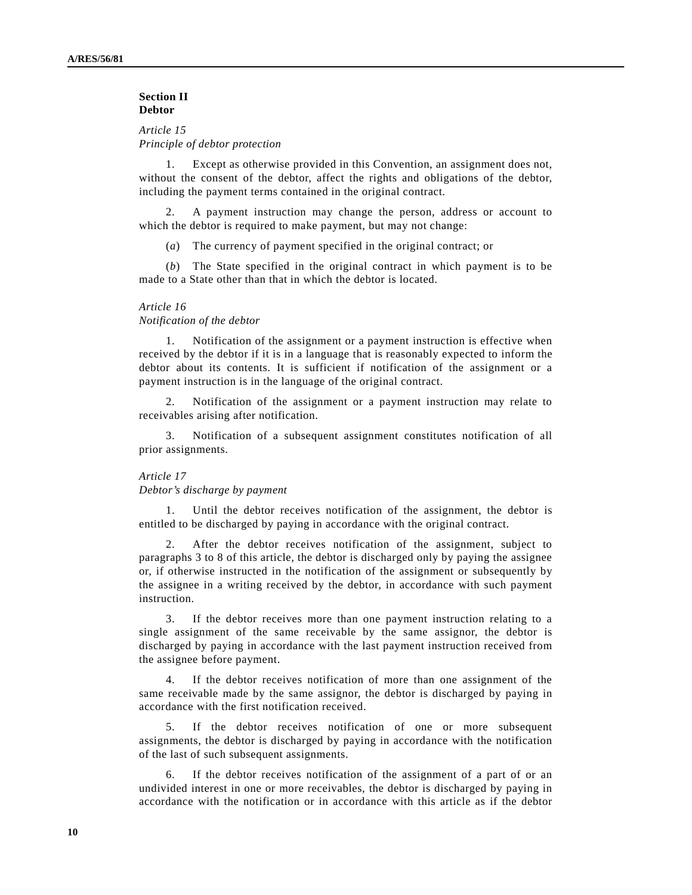**Section II**
**Debtor**

*Article 15*
*Principle of debtor protection*

1. Except as otherwise provided in this Convention, an assignment does not, without the consent of the debtor, affect the rights and obligations of the debtor, including the payment terms contained in the original contract.

2. A payment instruction may change the person, address or account to which the debtor is required to make payment, but may not change:

(*a*) The currency of payment specified in the original contract; or

(*b*) The State specified in the original contract in which payment is to be made to a State other than that in which the debtor is located.

*Article 16*
*Notification of the debtor*

1. Notification of the assignment or a payment instruction is effective when received by the debtor if it is in a language that is reasonably expected to inform the debtor about its contents. It is sufficient if notification of the assignment or a payment instruction is in the language of the original contract.

2. Notification of the assignment or a payment instruction may relate to receivables arising after notification.

3. Notification of a subsequent assignment constitutes notification of all prior assignments.

*Article 17*
*Debtor's discharge by payment*

1. Until the debtor receives notification of the assignment, the debtor is entitled to be discharged by paying in accordance with the original contract.

2. After the debtor receives notification of the assignment, subject to paragraphs 3 to 8 of this article, the debtor is discharged only by paying the assignee or, if otherwise instructed in the notification of the assignment or subsequently by the assignee in a writing received by the debtor, in accordance with such payment instruction.

3. If the debtor receives more than one payment instruction relating to a single assignment of the same receivable by the same assignor, the debtor is discharged by paying in accordance with the last payment instruction received from the assignee before payment.

4. If the debtor receives notification of more than one assignment of the same receivable made by the same assignor, the debtor is discharged by paying in accordance with the first notification received.

5. If the debtor receives notification of one or more subsequent assignments, the debtor is discharged by paying in accordance with the notification of the last of such subsequent assignments.

6. If the debtor receives notification of the assignment of a part of or an undivided interest in one or more receivables, the debtor is discharged by paying in accordance with the notification or in accordance with this article as if the debtor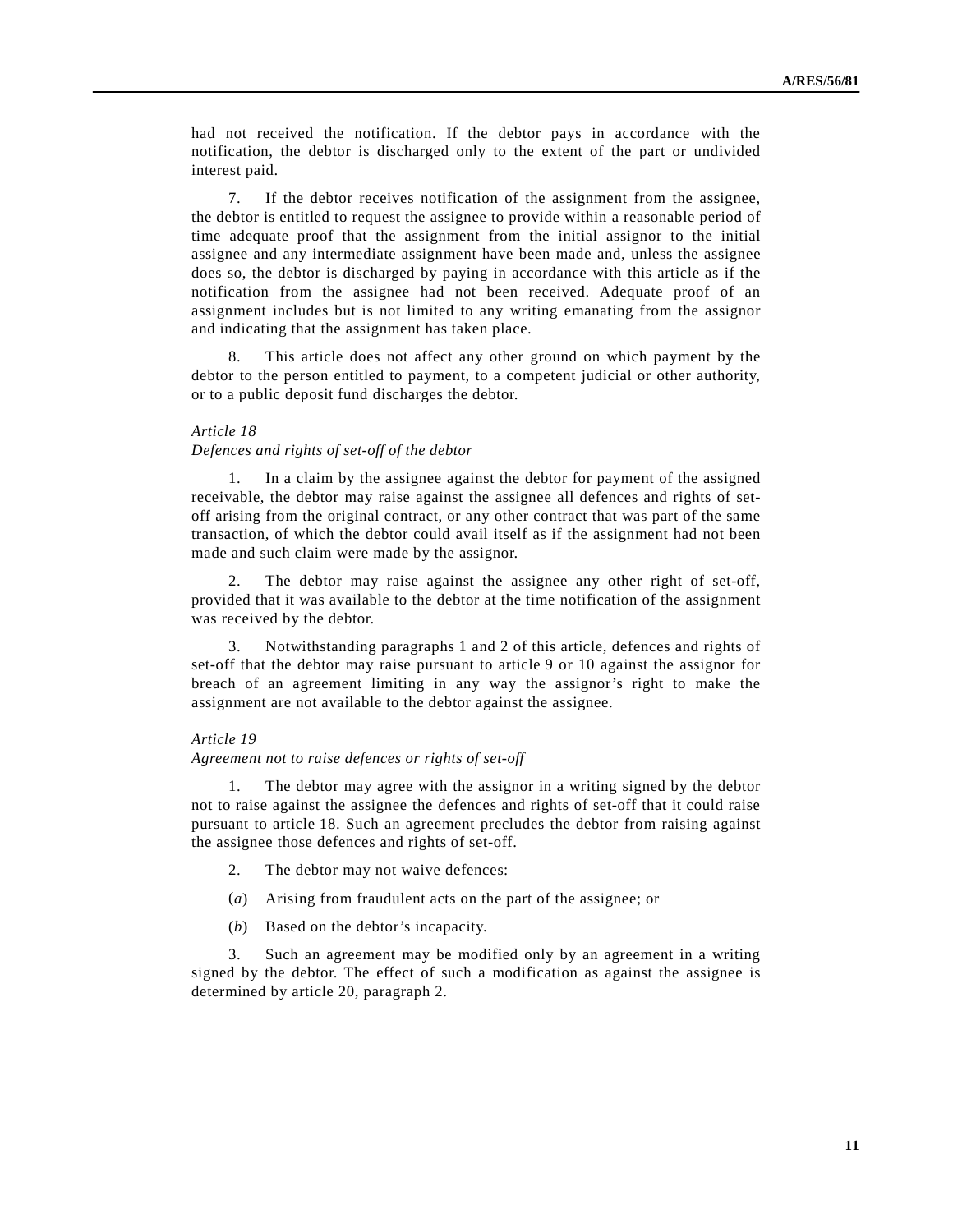had not received the notification. If the debtor pays in accordance with the notification, the debtor is discharged only to the extent of the part or undivided interest paid.

7. If the debtor receives notification of the assignment from the assignee, the debtor is entitled to request the assignee to provide within a reasonable period of time adequate proof that the assignment from the initial assignor to the initial assignee and any intermediate assignment have been made and, unless the assignee does so, the debtor is discharged by paying in accordance with this article as if the notification from the assignee had not been received. Adequate proof of an assignment includes but is not limited to any writing emanating from the assignor and indicating that the assignment has taken place.

8. This article does not affect any other ground on which payment by the debtor to the person entitled to payment, to a competent judicial or other authority, or to a public deposit fund discharges the debtor.

*Article 18*
*Defences and rights of set-off of the debtor*

1. In a claim by the assignee against the debtor for payment of the assigned receivable, the debtor may raise against the assignee all defences and rights of set-off arising from the original contract, or any other contract that was part of the same transaction, of which the debtor could avail itself as if the assignment had not been made and such claim were made by the assignor.

2. The debtor may raise against the assignee any other right of set-off, provided that it was available to the debtor at the time notification of the assignment was received by the debtor.

3. Notwithstanding paragraphs 1 and 2 of this article, defences and rights of set-off that the debtor may raise pursuant to article 9 or 10 against the assignor for breach of an agreement limiting in any way the assignor's right to make the assignment are not available to the debtor against the assignee.

*Article 19*
*Agreement not to raise defences or rights of set-off*

1. The debtor may agree with the assignor in a writing signed by the debtor not to raise against the assignee the defences and rights of set-off that it could raise pursuant to article 18. Such an agreement precludes the debtor from raising against the assignee those defences and rights of set-off.

2. The debtor may not waive defences:

(*a*) Arising from fraudulent acts on the part of the assignee; or

(*b*) Based on the debtor's incapacity.

3. Such an agreement may be modified only by an agreement in a writing signed by the debtor. The effect of such a modification as against the assignee is determined by article 20, paragraph 2.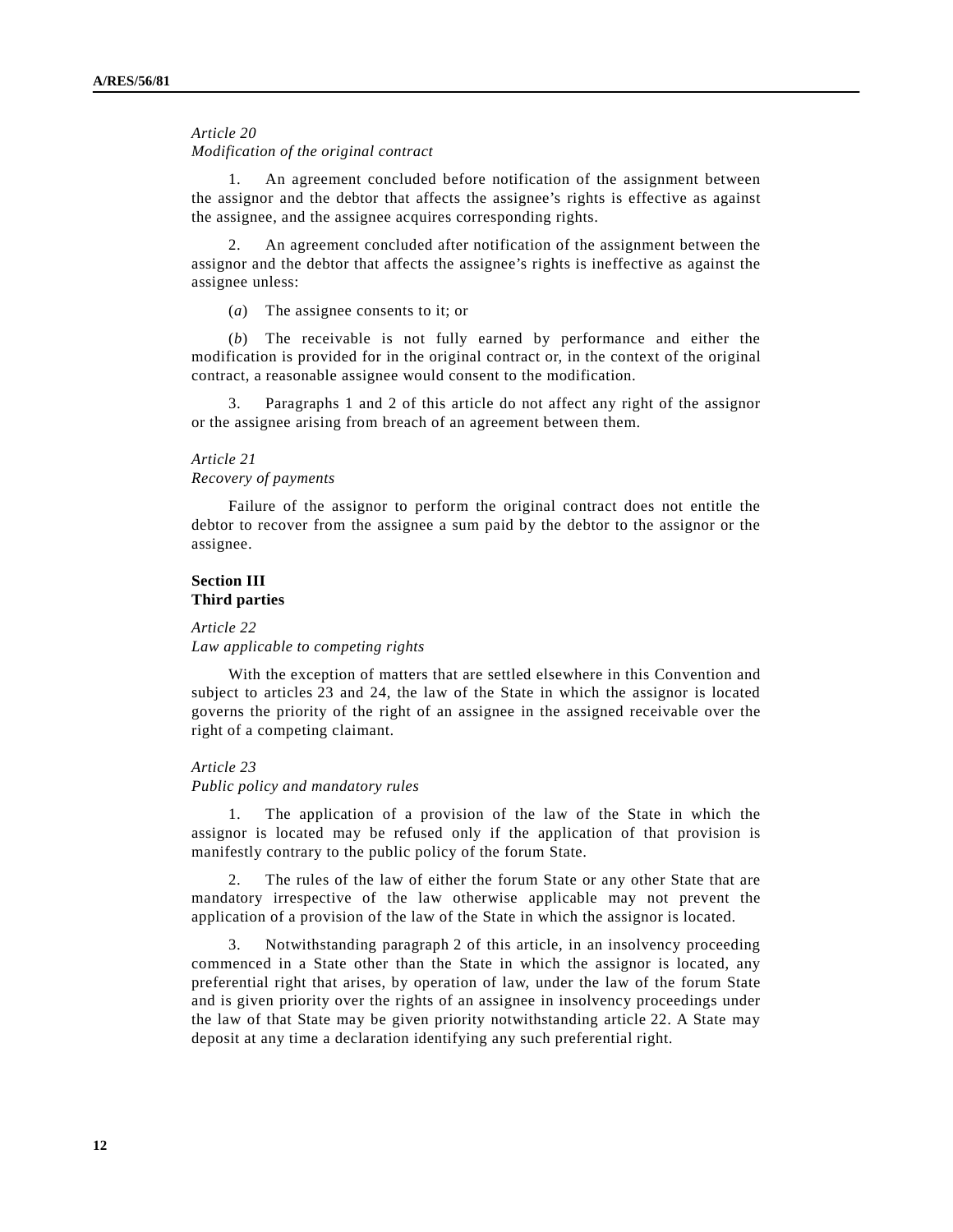*Article 20*
*Modification of the original contract*

1. An agreement concluded before notification of the assignment between the assignor and the debtor that affects the assignee's rights is effective as against the assignee, and the assignee acquires corresponding rights.

2. An agreement concluded after notification of the assignment between the assignor and the debtor that affects the assignee's rights is ineffective as against the assignee unless:

(*a*) The assignee consents to it; or

(*b*) The receivable is not fully earned by performance and either the modification is provided for in the original contract or, in the context of the original contract, a reasonable assignee would consent to the modification.

3. Paragraphs 1 and 2 of this article do not affect any right of the assignor or the assignee arising from breach of an agreement between them.

*Article 21*
*Recovery of payments*

Failure of the assignor to perform the original contract does not entitle the debtor to recover from the assignee a sum paid by the debtor to the assignor or the assignee.

**Section III**
**Third parties**

*Article 22*
*Law applicable to competing rights*

With the exception of matters that are settled elsewhere in this Convention and subject to articles 23 and 24, the law of the State in which the assignor is located governs the priority of the right of an assignee in the assigned receivable over the right of a competing claimant.

*Article 23*
*Public policy and mandatory rules*

1. The application of a provision of the law of the State in which the assignor is located may be refused only if the application of that provision is manifestly contrary to the public policy of the forum State.

2. The rules of the law of either the forum State or any other State that are mandatory irrespective of the law otherwise applicable may not prevent the application of a provision of the law of the State in which the assignor is located.

3. Notwithstanding paragraph 2 of this article, in an insolvency proceeding commenced in a State other than the State in which the assignor is located, any preferential right that arises, by operation of law, under the law of the forum State and is given priority over the rights of an assignee in insolvency proceedings under the law of that State may be given priority notwithstanding article 22. A State may deposit at any time a declaration identifying any such preferential right.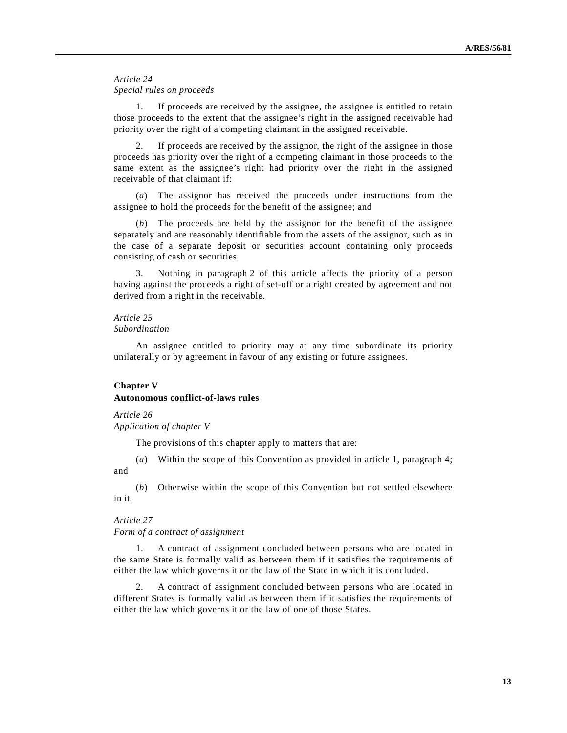*Article 24*
*Special rules on proceeds*

1. If proceeds are received by the assignee, the assignee is entitled to retain those proceeds to the extent that the assignee's right in the assigned receivable had priority over the right of a competing claimant in the assigned receivable.

2. If proceeds are received by the assignor, the right of the assignee in those proceeds has priority over the right of a competing claimant in those proceeds to the same extent as the assignee's right had priority over the right in the assigned receivable of that claimant if:

(*a*) The assignor has received the proceeds under instructions from the assignee to hold the proceeds for the benefit of the assignee; and

(*b*) The proceeds are held by the assignor for the benefit of the assignee separately and are reasonably identifiable from the assets of the assignor, such as in the case of a separate deposit or securities account containing only proceeds consisting of cash or securities.

3. Nothing in paragraph 2 of this article affects the priority of a person having against the proceeds a right of set-off or a right created by agreement and not derived from a right in the receivable.

*Article 25*
*Subordination*

An assignee entitled to priority may at any time subordinate its priority unilaterally or by agreement in favour of any existing or future assignees.

## Chapter V
## Autonomous conflict-of-laws rules

*Article 26*
*Application of chapter V*

The provisions of this chapter apply to matters that are:

(*a*) Within the scope of this Convention as provided in article 1, paragraph 4; and

(*b*) Otherwise within the scope of this Convention but not settled elsewhere in it.

*Article 27*
*Form of a contract of assignment*

1. A contract of assignment concluded between persons who are located in the same State is formally valid as between them if it satisfies the requirements of either the law which governs it or the law of the State in which it is concluded.

2. A contract of assignment concluded between persons who are located in different States is formally valid as between them if it satisfies the requirements of either the law which governs it or the law of one of those States.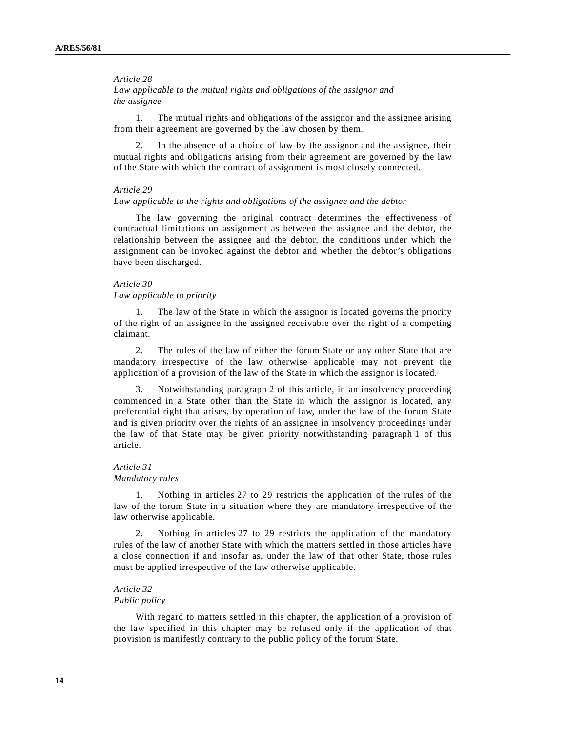*Article 28*
*Law applicable to the mutual rights and obligations of the assignor and the assignee*

1. The mutual rights and obligations of the assignor and the assignee arising from their agreement are governed by the law chosen by them.

2. In the absence of a choice of law by the assignor and the assignee, their mutual rights and obligations arising from their agreement are governed by the law of the State with which the contract of assignment is most closely connected.

*Article 29*
*Law applicable to the rights and obligations of the assignee and the debtor*

The law governing the original contract determines the effectiveness of contractual limitations on assignment as between the assignee and the debtor, the relationship between the assignee and the debtor, the conditions under which the assignment can be invoked against the debtor and whether the debtor's obligations have been discharged.

*Article 30*
*Law applicable to priority*

1. The law of the State in which the assignor is located governs the priority of the right of an assignee in the assigned receivable over the right of a competing claimant.

2. The rules of the law of either the forum State or any other State that are mandatory irrespective of the law otherwise applicable may not prevent the application of a provision of the law of the State in which the assignor is located.

3. Notwithstanding paragraph 2 of this article, in an insolvency proceeding commenced in a State other than the State in which the assignor is located, any preferential right that arises, by operation of law, under the law of the forum State and is given priority over the rights of an assignee in insolvency proceedings under the law of that State may be given priority notwithstanding paragraph 1 of this article.

*Article 31*
*Mandatory rules*

1. Nothing in articles 27 to 29 restricts the application of the rules of the law of the forum State in a situation where they are mandatory irrespective of the law otherwise applicable.

2. Nothing in articles 27 to 29 restricts the application of the mandatory rules of the law of another State with which the matters settled in those articles have a close connection if and insofar as, under the law of that other State, those rules must be applied irrespective of the law otherwise applicable.

*Article 32*
*Public policy*

With regard to matters settled in this chapter, the application of a provision of the law specified in this chapter may be refused only if the application of that provision is manifestly contrary to the public policy of the forum State.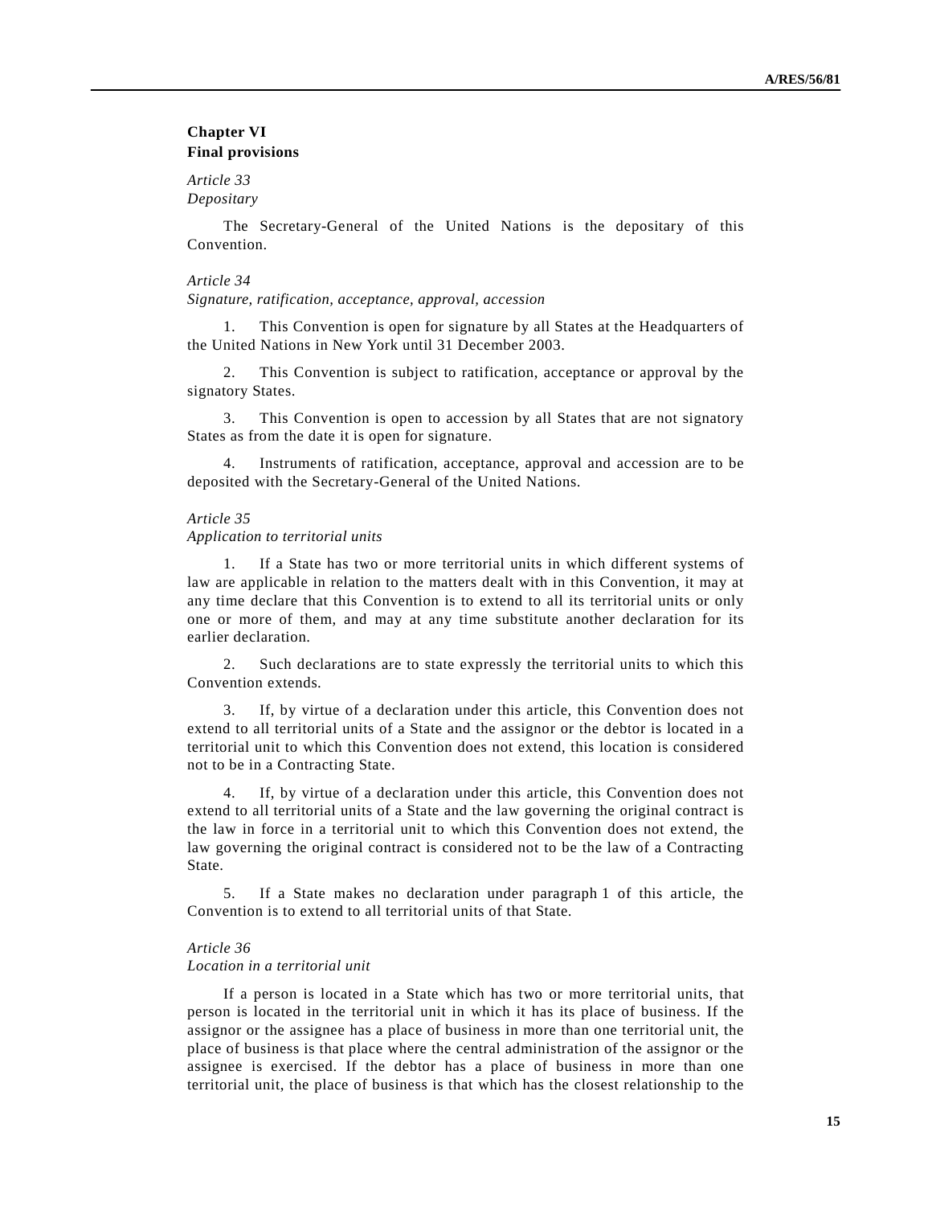## Chapter VI
## Final provisions

*Article 33*
*Depositary*

The Secretary-General of the United Nations is the depositary of this Convention.

*Article 34*
*Signature, ratification, acceptance, approval, accession*

1. This Convention is open for signature by all States at the Headquarters of the United Nations in New York until 31 December 2003.

2. This Convention is subject to ratification, acceptance or approval by the signatory States.

3. This Convention is open to accession by all States that are not signatory States as from the date it is open for signature.

4. Instruments of ratification, acceptance, approval and accession are to be deposited with the Secretary-General of the United Nations.

*Article 35*
*Application to territorial units*

1. If a State has two or more territorial units in which different systems of law are applicable in relation to the matters dealt with in this Convention, it may at any time declare that this Convention is to extend to all its territorial units or only one or more of them, and may at any time substitute another declaration for its earlier declaration.

2. Such declarations are to state expressly the territorial units to which this Convention extends.

3. If, by virtue of a declaration under this article, this Convention does not extend to all territorial units of a State and the assignor or the debtor is located in a territorial unit to which this Convention does not extend, this location is considered not to be in a Contracting State.

4. If, by virtue of a declaration under this article, this Convention does not extend to all territorial units of a State and the law governing the original contract is the law in force in a territorial unit to which this Convention does not extend, the law governing the original contract is considered not to be the law of a Contracting State.

5. If a State makes no declaration under paragraph 1 of this article, the Convention is to extend to all territorial units of that State.

*Article 36*
*Location in a territorial unit*

If a person is located in a State which has two or more territorial units, that person is located in the territorial unit in which it has its place of business. If the assignor or the assignee has a place of business in more than one territorial unit, the place of business is that place where the central administration of the assignor or the assignee is exercised. If the debtor has a place of business in more than one territorial unit, the place of business is that which has the closest relationship to the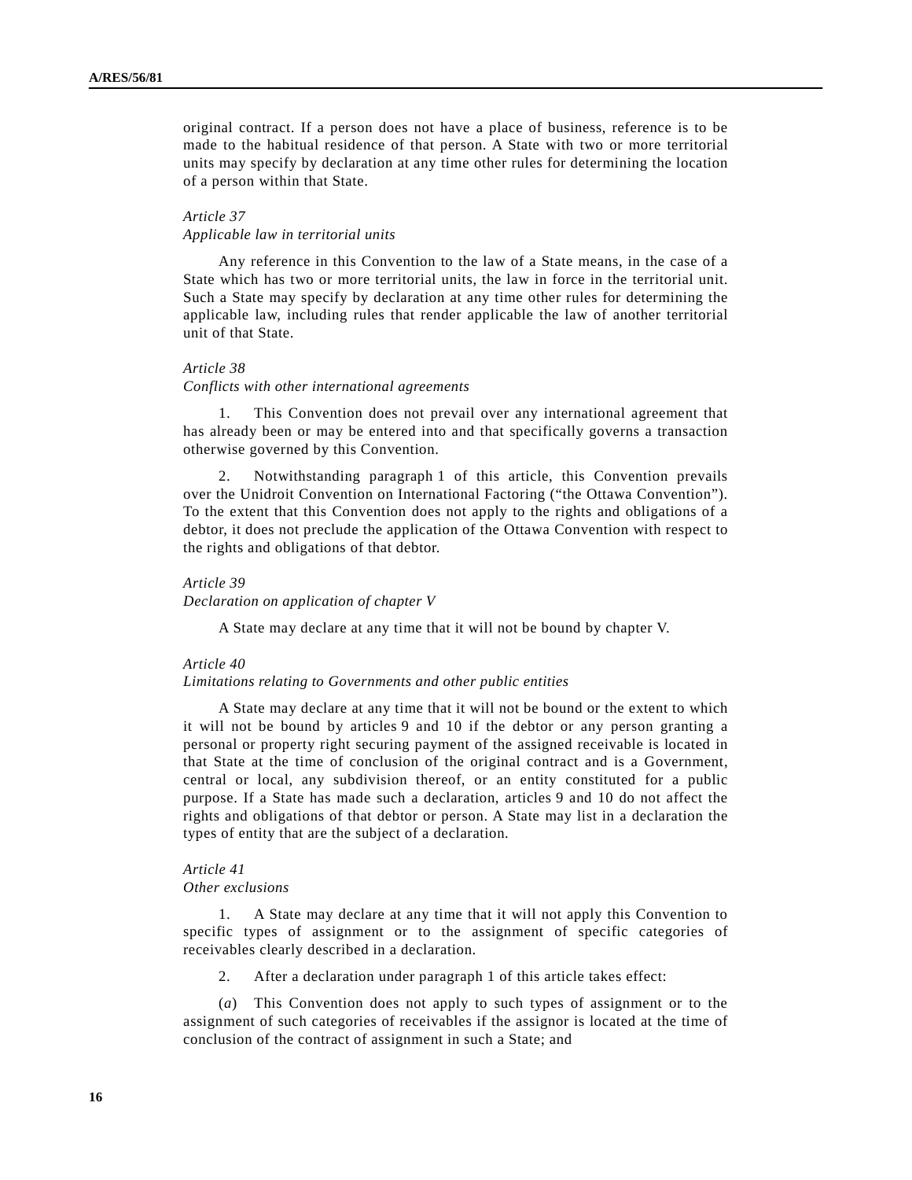original contract. If a person does not have a place of business, reference is to be made to the habitual residence of that person. A State with two or more territorial units may specify by declaration at any time other rules for determining the location of a person within that State.

*Article 37*
*Applicable law in territorial units*

Any reference in this Convention to the law of a State means, in the case of a State which has two or more territorial units, the law in force in the territorial unit. Such a State may specify by declaration at any time other rules for determining the applicable law, including rules that render applicable the law of another territorial unit of that State.

*Article 38*
*Conflicts with other international agreements*

1. This Convention does not prevail over any international agreement that has already been or may be entered into and that specifically governs a transaction otherwise governed by this Convention.

2. Notwithstanding paragraph 1 of this article, this Convention prevails over the Unidroit Convention on International Factoring ("the Ottawa Convention"). To the extent that this Convention does not apply to the rights and obligations of a debtor, it does not preclude the application of the Ottawa Convention with respect to the rights and obligations of that debtor.

*Article 39*
*Declaration on application of chapter V*

A State may declare at any time that it will not be bound by chapter V.

*Article 40*
*Limitations relating to Governments and other public entities*

A State may declare at any time that it will not be bound or the extent to which it will not be bound by articles 9 and 10 if the debtor or any person granting a personal or property right securing payment of the assigned receivable is located in that State at the time of conclusion of the original contract and is a Government, central or local, any subdivision thereof, or an entity constituted for a public purpose. If a State has made such a declaration, articles 9 and 10 do not affect the rights and obligations of that debtor or person. A State may list in a declaration the types of entity that are the subject of a declaration.

*Article 41*
*Other exclusions*

1. A State may declare at any time that it will not apply this Convention to specific types of assignment or to the assignment of specific categories of receivables clearly described in a declaration.

2. After a declaration under paragraph 1 of this article takes effect:

(*a*) This Convention does not apply to such types of assignment or to the assignment of such categories of receivables if the assignor is located at the time of conclusion of the contract of assignment in such a State; and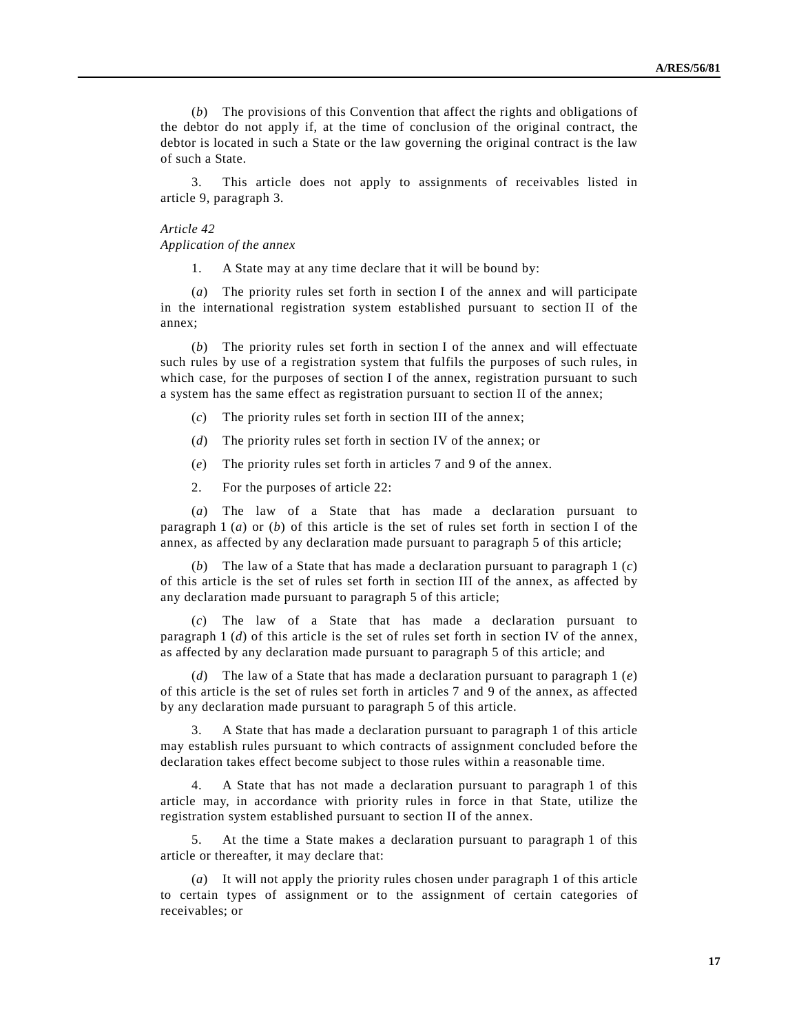(*b*) The provisions of this Convention that affect the rights and obligations of the debtor do not apply if, at the time of conclusion of the original contract, the debtor is located in such a State or the law governing the original contract is the law of such a State.

3. This article does not apply to assignments of receivables listed in article 9, paragraph 3.

*Article 42*
*Application of the annex*

1. A State may at any time declare that it will be bound by:

(*a*) The priority rules set forth in section I of the annex and will participate in the international registration system established pursuant to section II of the annex;

(*b*) The priority rules set forth in section I of the annex and will effectuate such rules by use of a registration system that fulfils the purposes of such rules, in which case, for the purposes of section I of the annex, registration pursuant to such a system has the same effect as registration pursuant to section II of the annex;

(*c*) The priority rules set forth in section III of the annex;

(*d*) The priority rules set forth in section IV of the annex; or

(*e*) The priority rules set forth in articles 7 and 9 of the annex.

2. For the purposes of article 22:

(*a*) The law of a State that has made a declaration pursuant to paragraph 1 (*a*) or (*b*) of this article is the set of rules set forth in section I of the annex, as affected by any declaration made pursuant to paragraph 5 of this article;

(*b*) The law of a State that has made a declaration pursuant to paragraph 1 (*c*) of this article is the set of rules set forth in section III of the annex, as affected by any declaration made pursuant to paragraph 5 of this article;

(*c*) The law of a State that has made a declaration pursuant to paragraph 1 (*d*) of this article is the set of rules set forth in section IV of the annex, as affected by any declaration made pursuant to paragraph 5 of this article; and

(*d*) The law of a State that has made a declaration pursuant to paragraph 1 (*e*) of this article is the set of rules set forth in articles 7 and 9 of the annex, as affected by any declaration made pursuant to paragraph 5 of this article.

3. A State that has made a declaration pursuant to paragraph 1 of this article may establish rules pursuant to which contracts of assignment concluded before the declaration takes effect become subject to those rules within a reasonable time.

4. A State that has not made a declaration pursuant to paragraph 1 of this article may, in accordance with priority rules in force in that State, utilize the registration system established pursuant to section II of the annex.

5. At the time a State makes a declaration pursuant to paragraph 1 of this article or thereafter, it may declare that:

(*a*) It will not apply the priority rules chosen under paragraph 1 of this article to certain types of assignment or to the assignment of certain categories of receivables; or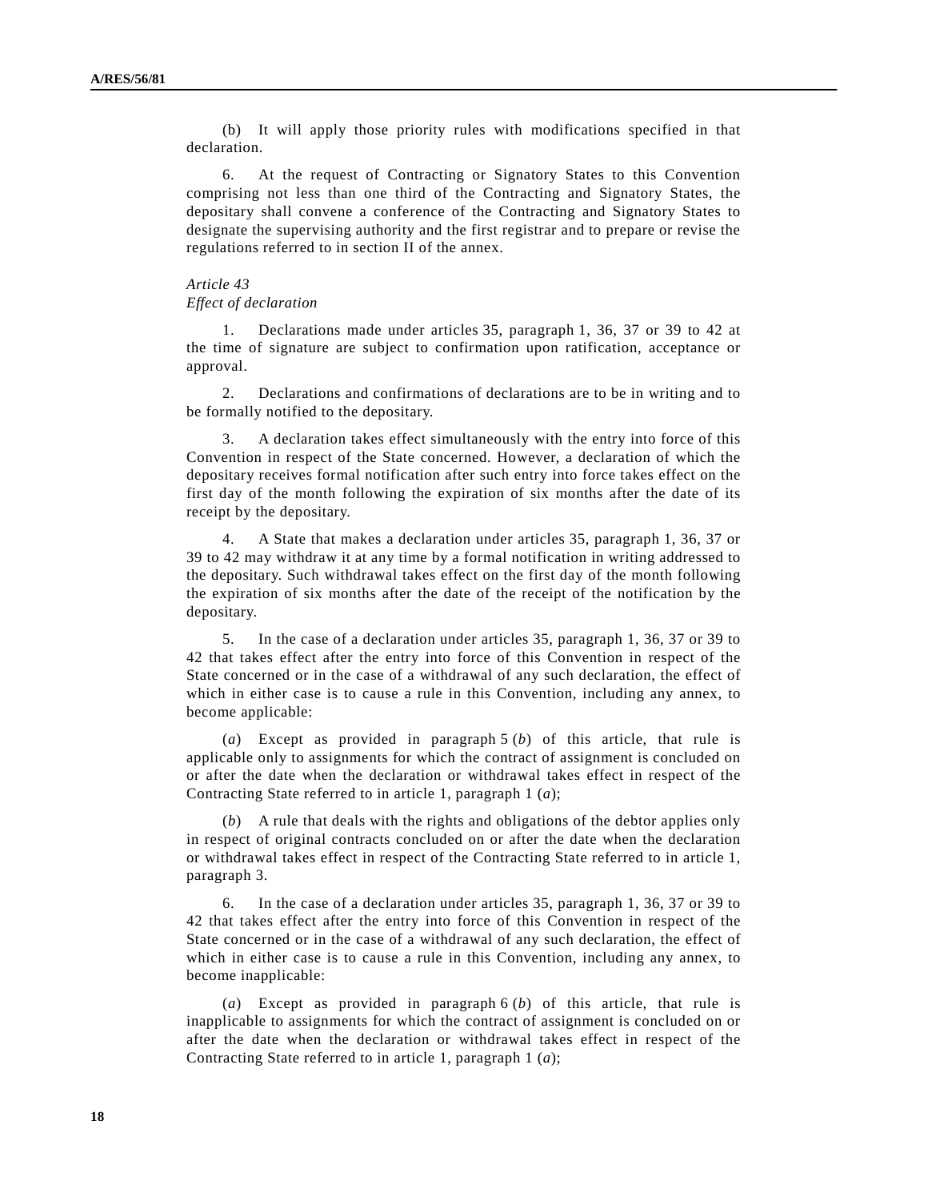(b) It will apply those priority rules with modifications specified in that declaration.

6. At the request of Contracting or Signatory States to this Convention comprising not less than one third of the Contracting and Signatory States, the depositary shall convene a conference of the Contracting and Signatory States to designate the supervising authority and the first registrar and to prepare or revise the regulations referred to in section II of the annex.

*Article 43*
*Effect of declaration*

1. Declarations made under articles 35, paragraph 1, 36, 37 or 39 to 42 at the time of signature are subject to confirmation upon ratification, acceptance or approval.

2. Declarations and confirmations of declarations are to be in writing and to be formally notified to the depositary.

3. A declaration takes effect simultaneously with the entry into force of this Convention in respect of the State concerned. However, a declaration of which the depositary receives formal notification after such entry into force takes effect on the first day of the month following the expiration of six months after the date of its receipt by the depositary.

4. A State that makes a declaration under articles 35, paragraph 1, 36, 37 or 39 to 42 may withdraw it at any time by a formal notification in writing addressed to the depositary. Such withdrawal takes effect on the first day of the month following the expiration of six months after the date of the receipt of the notification by the depositary.

5. In the case of a declaration under articles 35, paragraph 1, 36, 37 or 39 to 42 that takes effect after the entry into force of this Convention in respect of the State concerned or in the case of a withdrawal of any such declaration, the effect of which in either case is to cause a rule in this Convention, including any annex, to become applicable:

(*a*) Except as provided in paragraph 5 (*b*) of this article, that rule is applicable only to assignments for which the contract of assignment is concluded on or after the date when the declaration or withdrawal takes effect in respect of the Contracting State referred to in article 1, paragraph 1 (*a*);

(*b*) A rule that deals with the rights and obligations of the debtor applies only in respect of original contracts concluded on or after the date when the declaration or withdrawal takes effect in respect of the Contracting State referred to in article 1, paragraph 3.

6. In the case of a declaration under articles 35, paragraph 1, 36, 37 or 39 to 42 that takes effect after the entry into force of this Convention in respect of the State concerned or in the case of a withdrawal of any such declaration, the effect of which in either case is to cause a rule in this Convention, including any annex, to become inapplicable:

(*a*) Except as provided in paragraph 6 (*b*) of this article, that rule is inapplicable to assignments for which the contract of assignment is concluded on or after the date when the declaration or withdrawal takes effect in respect of the Contracting State referred to in article 1, paragraph 1 (*a*);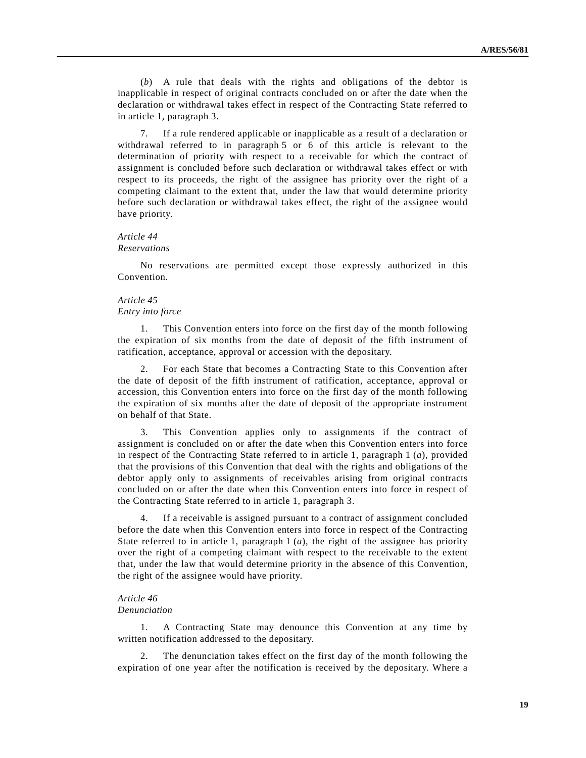(*b*) A rule that deals with the rights and obligations of the debtor is inapplicable in respect of original contracts concluded on or after the date when the declaration or withdrawal takes effect in respect of the Contracting State referred to in article 1, paragraph 3.

7. If a rule rendered applicable or inapplicable as a result of a declaration or withdrawal referred to in paragraph 5 or 6 of this article is relevant to the determination of priority with respect to a receivable for which the contract of assignment is concluded before such declaration or withdrawal takes effect or with respect to its proceeds, the right of the assignee has priority over the right of a competing claimant to the extent that, under the law that would determine priority before such declaration or withdrawal takes effect, the right of the assignee would have priority.

*Article 44*
*Reservations*

No reservations are permitted except those expressly authorized in this Convention.

*Article 45*
*Entry into force*

1. This Convention enters into force on the first day of the month following the expiration of six months from the date of deposit of the fifth instrument of ratification, acceptance, approval or accession with the depositary.

2. For each State that becomes a Contracting State to this Convention after the date of deposit of the fifth instrument of ratification, acceptance, approval or accession, this Convention enters into force on the first day of the month following the expiration of six months after the date of deposit of the appropriate instrument on behalf of that State.

3. This Convention applies only to assignments if the contract of assignment is concluded on or after the date when this Convention enters into force in respect of the Contracting State referred to in article 1, paragraph 1 (*a*), provided that the provisions of this Convention that deal with the rights and obligations of the debtor apply only to assignments of receivables arising from original contracts concluded on or after the date when this Convention enters into force in respect of the Contracting State referred to in article 1, paragraph 3.

4. If a receivable is assigned pursuant to a contract of assignment concluded before the date when this Convention enters into force in respect of the Contracting State referred to in article 1, paragraph 1 (*a*), the right of the assignee has priority over the right of a competing claimant with respect to the receivable to the extent that, under the law that would determine priority in the absence of this Convention, the right of the assignee would have priority.

*Article 46*
*Denunciation*

1. A Contracting State may denounce this Convention at any time by written notification addressed to the depositary.

2. The denunciation takes effect on the first day of the month following the expiration of one year after the notification is received by the depositary. Where a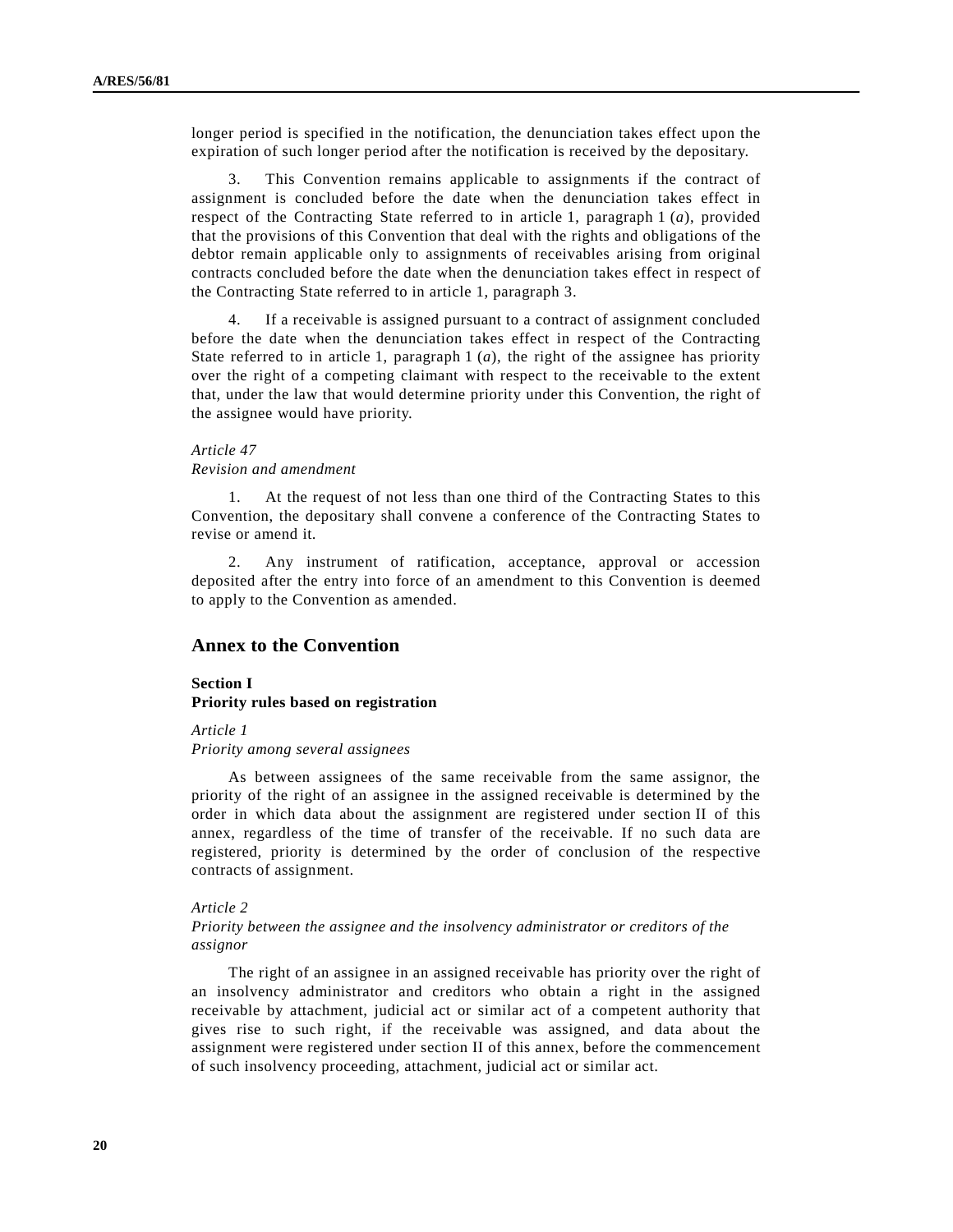longer period is specified in the notification, the denunciation takes effect upon the expiration of such longer period after the notification is received by the depositary.

3. This Convention remains applicable to assignments if the contract of assignment is concluded before the date when the denunciation takes effect in respect of the Contracting State referred to in article 1, paragraph 1 (*a*), provided that the provisions of this Convention that deal with the rights and obligations of the debtor remain applicable only to assignments of receivables arising from original contracts concluded before the date when the denunciation takes effect in respect of the Contracting State referred to in article 1, paragraph 3.

4. If a receivable is assigned pursuant to a contract of assignment concluded before the date when the denunciation takes effect in respect of the Contracting State referred to in article 1, paragraph 1 (*a*), the right of the assignee has priority over the right of a competing claimant with respect to the receivable to the extent that, under the law that would determine priority under this Convention, the right of the assignee would have priority.

*Article 47*
*Revision and amendment*

1. At the request of not less than one third of the Contracting States to this Convention, the depositary shall convene a conference of the Contracting States to revise or amend it.

2. Any instrument of ratification, acceptance, approval or accession deposited after the entry into force of an amendment to this Convention is deemed to apply to the Convention as amended.

## Annex to the Convention

### Section I
### Priority rules based on registration

*Article 1*
*Priority among several assignees*

As between assignees of the same receivable from the same assignor, the priority of the right of an assignee in the assigned receivable is determined by the order in which data about the assignment are registered under section II of this annex, regardless of the time of transfer of the receivable. If no such data are registered, priority is determined by the order of conclusion of the respective contracts of assignment.

*Article 2*
*Priority between the assignee and the insolvency administrator or creditors of the assignor*

The right of an assignee in an assigned receivable has priority over the right of an insolvency administrator and creditors who obtain a right in the assigned receivable by attachment, judicial act or similar act of a competent authority that gives rise to such right, if the receivable was assigned, and data about the assignment were registered under section II of this annex, before the commencement of such insolvency proceeding, attachment, judicial act or similar act.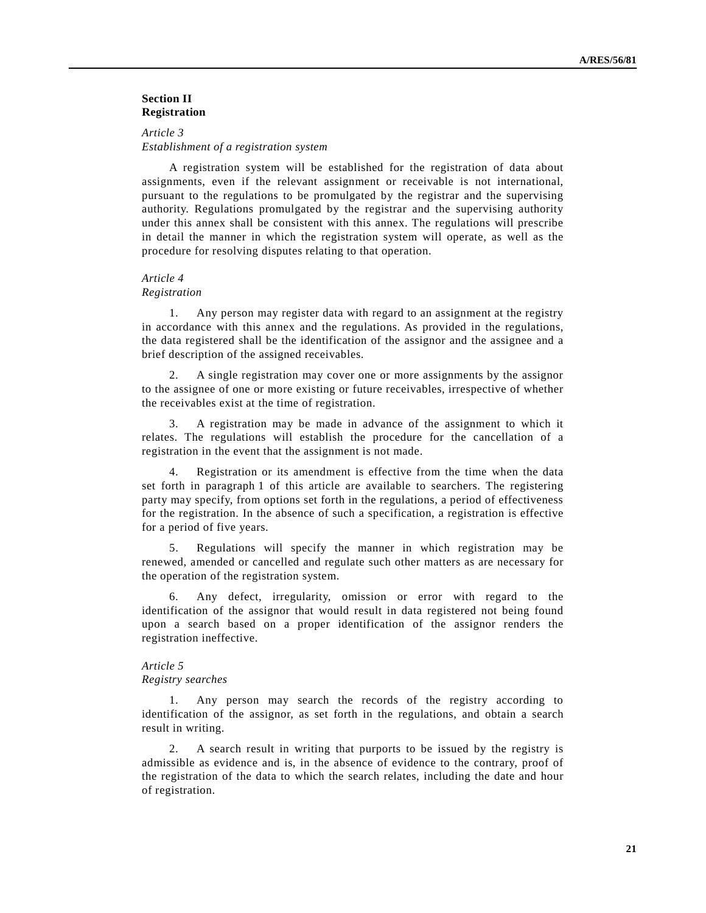## Section II
## Registration

*Article 3*
*Establishment of a registration system*

A registration system will be established for the registration of data about assignments, even if the relevant assignment or receivable is not international, pursuant to the regulations to be promulgated by the registrar and the supervising authority. Regulations promulgated by the registrar and the supervising authority under this annex shall be consistent with this annex. The regulations will prescribe in detail the manner in which the registration system will operate, as well as the procedure for resolving disputes relating to that operation.

*Article 4*
*Registration*

1. Any person may register data with regard to an assignment at the registry in accordance with this annex and the regulations. As provided in the regulations, the data registered shall be the identification of the assignor and the assignee and a brief description of the assigned receivables.

2. A single registration may cover one or more assignments by the assignor to the assignee of one or more existing or future receivables, irrespective of whether the receivables exist at the time of registration.

3. A registration may be made in advance of the assignment to which it relates. The regulations will establish the procedure for the cancellation of a registration in the event that the assignment is not made.

4. Registration or its amendment is effective from the time when the data set forth in paragraph 1 of this article are available to searchers. The registering party may specify, from options set forth in the regulations, a period of effectiveness for the registration. In the absence of such a specification, a registration is effective for a period of five years.

5. Regulations will specify the manner in which registration may be renewed, amended or cancelled and regulate such other matters as are necessary for the operation of the registration system.

6. Any defect, irregularity, omission or error with regard to the identification of the assignor that would result in data registered not being found upon a search based on a proper identification of the assignor renders the registration ineffective.

*Article 5*
*Registry searches*

1. Any person may search the records of the registry according to identification of the assignor, as set forth in the regulations, and obtain a search result in writing.

2. A search result in writing that purports to be issued by the registry is admissible as evidence and is, in the absence of evidence to the contrary, proof of the registration of the data to which the search relates, including the date and hour of registration.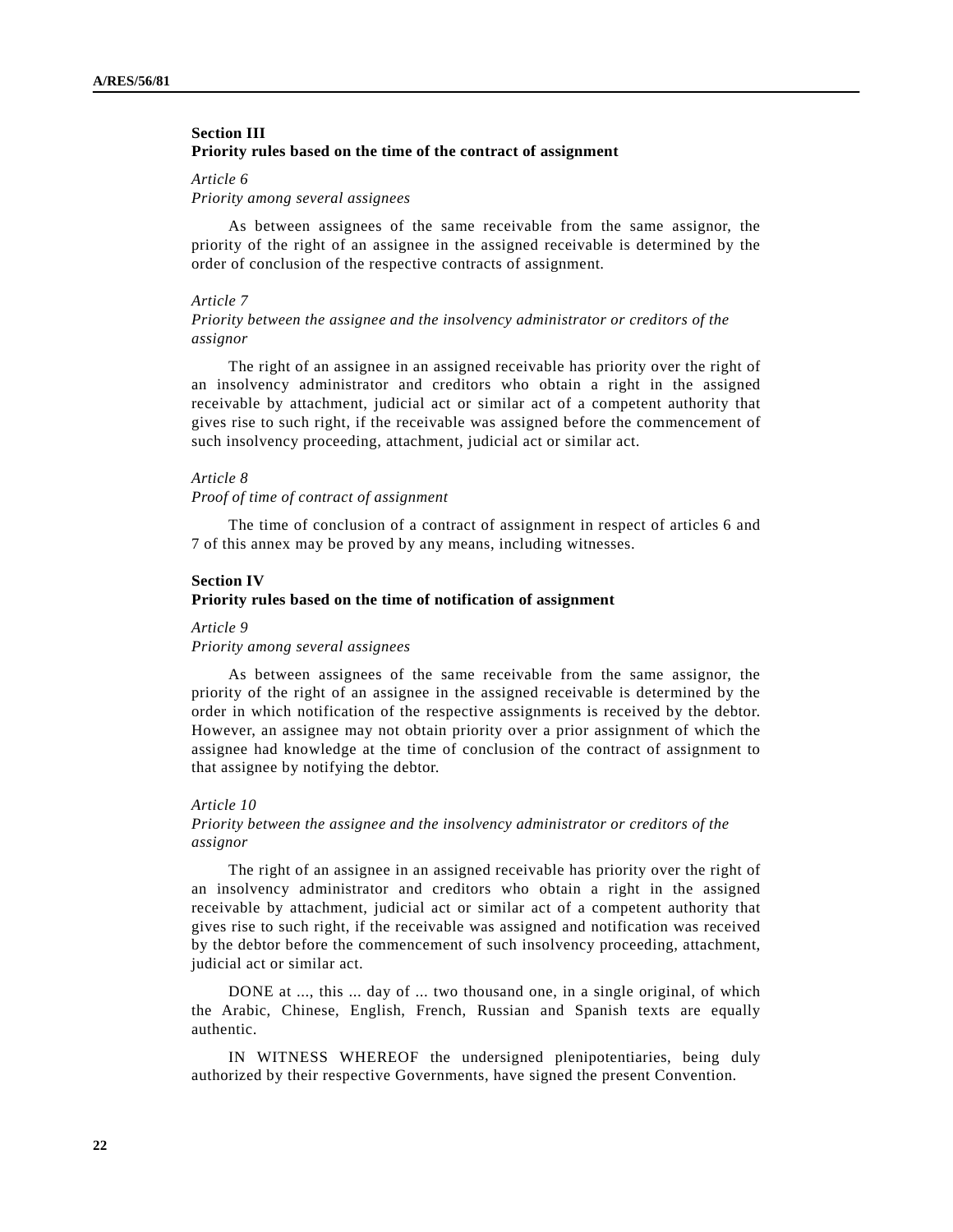### Section III
### Priority rules based on the time of the contract of assignment

*Article 6*
*Priority among several assignees*

As between assignees of the same receivable from the same assignor, the priority of the right of an assignee in the assigned receivable is determined by the order of conclusion of the respective contracts of assignment.

*Article 7*
*Priority between the assignee and the insolvency administrator or creditors of the assignor*

The right of an assignee in an assigned receivable has priority over the right of an insolvency administrator and creditors who obtain a right in the assigned receivable by attachment, judicial act or similar act of a competent authority that gives rise to such right, if the receivable was assigned before the commencement of such insolvency proceeding, attachment, judicial act or similar act.

*Article 8*
*Proof of time of contract of assignment*

The time of conclusion of a contract of assignment in respect of articles 6 and 7 of this annex may be proved by any means, including witnesses.

### Section IV
### Priority rules based on the time of notification of assignment

*Article 9*
*Priority among several assignees*

As between assignees of the same receivable from the same assignor, the priority of the right of an assignee in the assigned receivable is determined by the order in which notification of the respective assignments is received by the debtor. However, an assignee may not obtain priority over a prior assignment of which the assignee had knowledge at the time of conclusion of the contract of assignment to that assignee by notifying the debtor.

*Article 10*
*Priority between the assignee and the insolvency administrator or creditors of the assignor*

The right of an assignee in an assigned receivable has priority over the right of an insolvency administrator and creditors who obtain a right in the assigned receivable by attachment, judicial act or similar act of a competent authority that gives rise to such right, if the receivable was assigned and notification was received by the debtor before the commencement of such insolvency proceeding, attachment, judicial act or similar act.

DONE at ..., this ... day of ... two thousand one, in a single original, of which the Arabic, Chinese, English, French, Russian and Spanish texts are equally authentic.

IN WITNESS WHEREOF the undersigned plenipotentiaries, being duly authorized by their respective Governments, have signed the present Convention.